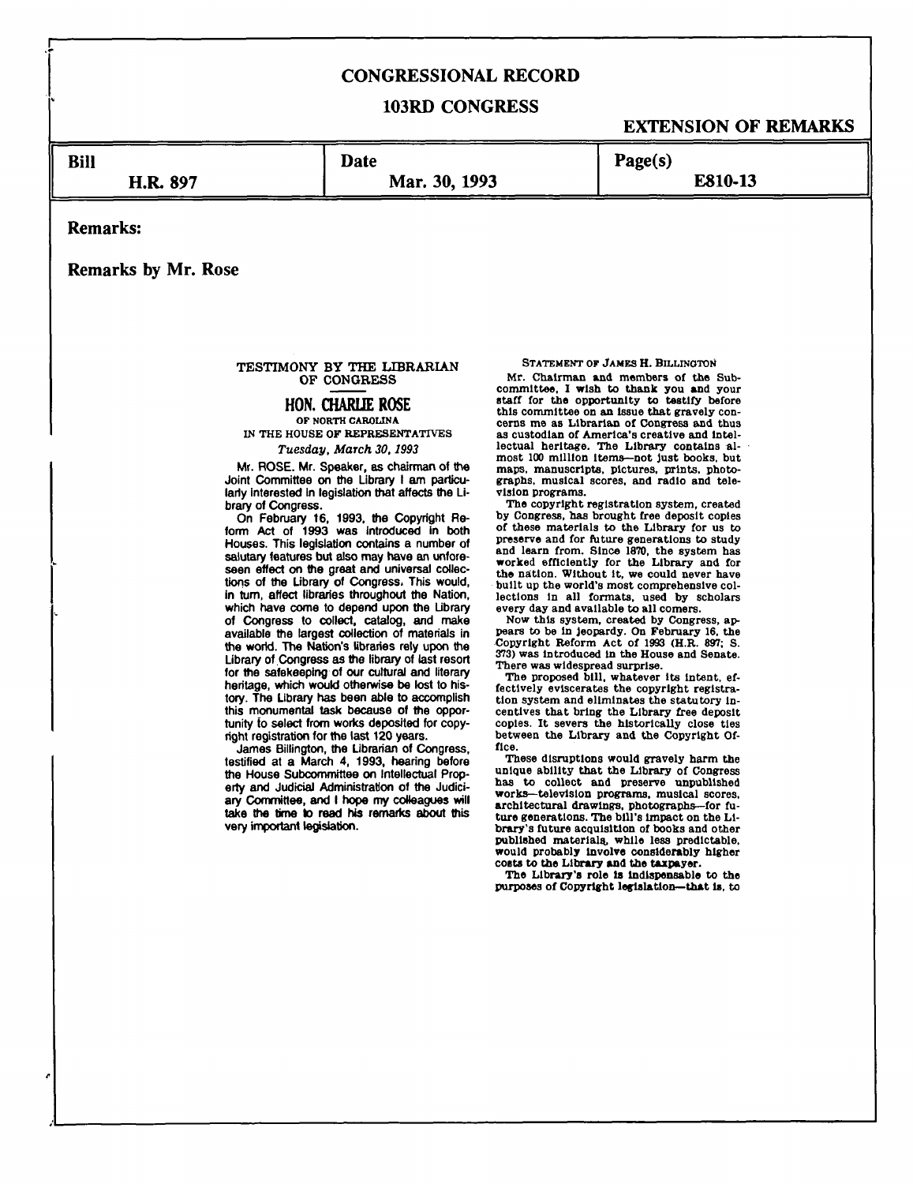# CONGRESSIONAL RECORD

## 103RD CONGRESS

### EXTENSION OF REMARKS

| Bill | Date | Page(s) |
|---|---|---|
| H.R. 897 | Mar. 30, 1993 | E810-13 |

**Remarks:**

**Remarks by Mr. Rose**

TESTIMONY BY THE LIBRARIAN OF CONGRESS

**HON. CHARLIE ROSE**

OF NORTH CAROLINA

IN THE HOUSE OF REPRESENTATIVES

*Tuesday, March 30, 1993*

Mr. ROSE. Mr. Speaker, as chairman of the Joint Committee on the Library I am particularly interested in legislation that affects the Library of Congress.

On February 16, 1993, the Copyright Reform Act of 1993 was introduced in both Houses. This legislation contains a number of salutary features but also may have an unforeseen effect on the great and universal collections of the Library of Congress. This would, in turn, affect libraries throughout the Nation, which have come to depend upon the Library of Congress to collect, catalog, and make available the largest collection of materials in the world. The Nation's libraries rely upon the Library of Congress as the library of last resort for the safekeeping of our cultural and literary heritage, which would otherwise be lost to history. The Library has been able to accomplish this monumental task because of the opportunity to select from works deposited for copyright registration for the last 120 years.

James Billington, the Librarian of Congress, testified at a March 4, 1993, hearing before the House Subcommittee on Intellectual Property and Judicial Administration of the Judiciary Committee, and I hope my colleagues will take the time to read his remarks about this very important legislation.

STATEMENT OF JAMES H. BILLINGTON

Mr. Chairman and members of the Subcommittee, I wish to thank you and your staff for the opportunity to testify before this committee on an issue that gravely concerns me as Librarian of Congress and thus as custodian of America's creative and intellectual heritage. The Library contains almost 100 million items—not just books, but maps, manuscripts, pictures, prints, photographs, musical scores, and radio and television programs.

The copyright registration system, created by Congress, has brought free deposit copies of these materials to the Library for us to preserve and for future generations to study and learn from. Since 1870, the system has worked efficiently for the Library and for the nation. Without it, we could never have built up the world's most comprehensive collections in all formats, used by scholars every day and available to all comers.

Now this system, created by Congress, appears to be in jeopardy. On February 16, the Copyright Reform Act of 1993 (H.R. 897; S. 373) was introduced in the House and Senate. There was widespread surprise.

The proposed bill, whatever its intent, effectively eviscerates the copyright registration system and eliminates the statutory incentives that bring the Library free deposit copies. It severs the historically close ties between the Library and the Copyright Office.

These disruptions would gravely harm the unique ability that the Library of Congress has to collect and preserve unpublished works—television programs, musical scores, architectural drawings, photographs—for future generations. The bill's impact on the Library's future acquisition of books and other published materials, while less predictable, would probably involve considerably higher costs to the Library and the taxpayer.

The Library's role is indispensable to the purposes of Copyright legislation—that is, to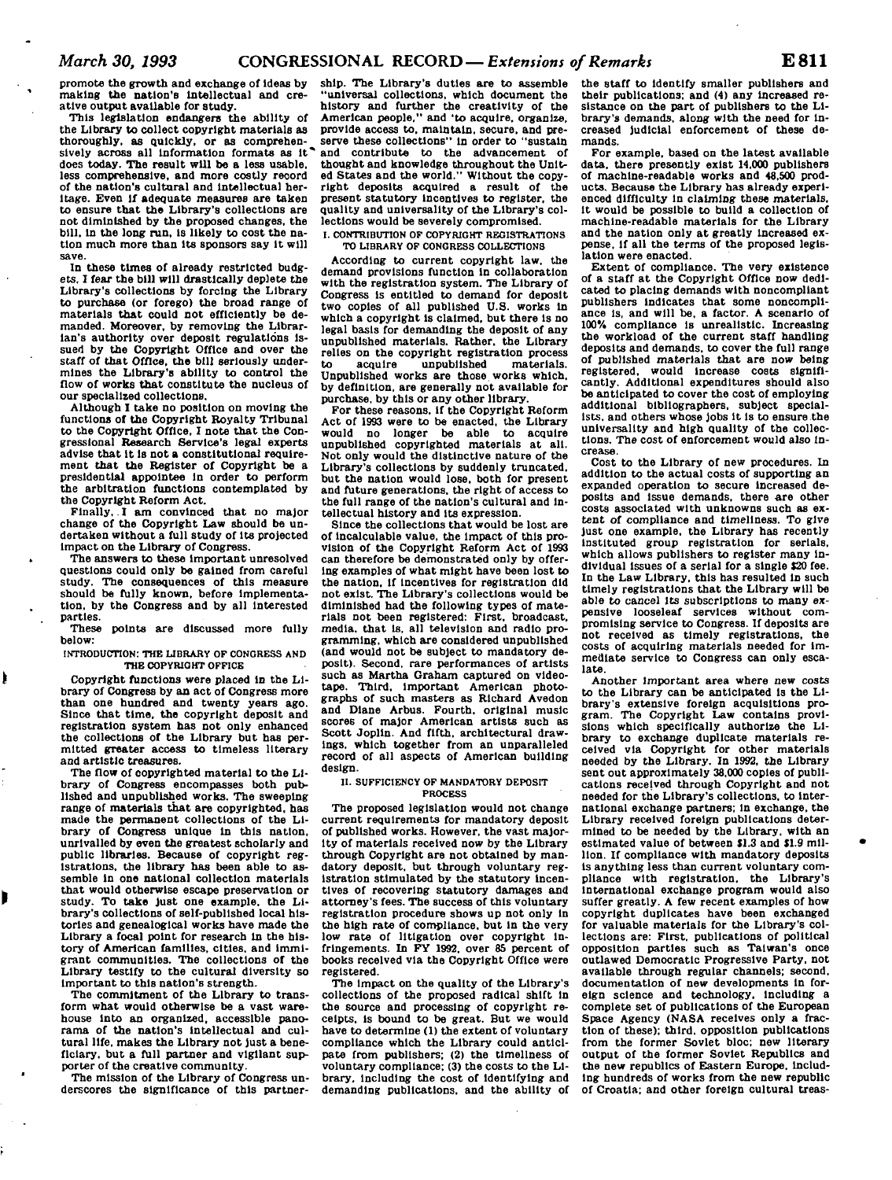promote the growth and exchange of ideas by making the nation's intellectual and creative output available for study.

This legislation endangers the ability of the Library to collect copyright materials as thoroughly, as quickly, or as comprehensively across all information formats as it does today. The result will be a less usable, less comprehensive, and more costly record of the nation's cultural and intellectual heritage. Even if adequate measures are taken to ensure that the Library's collections are not diminished by the proposed changes, the bill, in the long run, is likely to cost the nation much more than its sponsors say it will save.

In these times of already restricted budgets, I fear the bill will drastically deplete the Library's collections by forcing the Library to purchase (or forego) the broad range of materials that could not efficiently be demanded. Moreover, by removing the Librarian's authority over deposit regulations issued by the Copyright Office and over the staff of that Office, the bill seriously undermines the Library's ability to control the flow of works that constitute the nucleus of our specialized collections.

Although I take no position on moving the functions of the Copyright Royalty Tribunal to the Copyright Office, I note that the Congressional Research Service's legal experts advise that it is not a constitutional requirement that the Register of Copyright be a presidential appointee in order to perform the arbitration functions contemplated by the Copyright Reform Act.

Finally, I am convinced that no major change of the Copyright Law should be undertaken without a full study of its projected impact on the Library of Congress.

The answers to these important unresolved questions could only be gained from careful study. The consequences of this measure should be fully known, before implementation, by the Congress and by all interested parties.

These points are discussed more fully below:

INTRODUCTION: THE LIBRARY OF CONGRESS AND THE COPYRIGHT OFFICE

Copyright functions were placed in the Library of Congress by an act of Congress more than one hundred and twenty years ago. Since that time, the copyright deposit and registration system has not only enhanced the collections of the Library but has permitted greater access to timeless literary and artistic treasures.

The flow of copyrighted material to the Library of Congress encompasses both published and unpublished works. The sweeping range of materials that are copyrighted, has made the permanent collections of the Library of Congress unique in this nation, unrivalled by even the greatest scholarly and public libraries. Because of copyright registrations, the library has been able to assemble in one national collection materials that would otherwise escape preservation or study. To take just one example, the Library's collections of self-published local histories and genealogical works have made the Library a focal point for research in the history of American families, cities, and immigrant communities. The collections of the Library testify to the cultural diversity so important to this nation's strength.

The commitment of the Library to transform what would otherwise be a vast warehouse into an organized, accessible panorama of the nation's intellectual and cultural life, makes the Library not just a beneficiary, but a full partner and vigilant supporter of the creative community.

The mission of the Library of Congress underscores the significance of this partnership. The Library's duties are to assemble "universal collections, which document the history and further the creativity of the American people," and 'to acquire, organize, provide access to, maintain, secure, and preserve these collections" in order to "sustain and contribute to the advancement of thought and knowledge throughout the United States and the world." Without the copyright deposits acquired a result of the present statutory incentives to register, the quality and universality of the Library's collections would be severely compromised.

I. CONTRIBUTION OF COPYRIGHT REGISTRATIONS TO LIBRARY OF CONGRESS COLLECTIONS

According to current copyright law, the demand provisions function in collaboration with the registration system. The Library of Congress is entitled to demand for deposit two copies of all published U.S. works in which a copyright is claimed, but there is no legal basis for demanding the deposit of any unpublished materials. Rather, the Library relies on the copyright registration process to acquire unpublished materials. Unpublished works are those works which, by definition, are generally not available for purchase, by this or any other library.

For these reasons, if the Copyright Reform Act of 1993 were to be enacted, the Library would no longer be able to acquire unpublished copyrighted materials at all. Not only would the distinctive nature of the Library's collections by suddenly truncated, but the nation would lose, both for present and future generations, the right of access to the full range of the nation's cultural and intellectual history and its expression.

Since the collections that would be lost are of incalculable value, the impact of this provision of the Copyright Reform Act of 1993 can therefore be demonstrated only by offering examples of what might have been lost to the nation, if incentives for registration did not exist. The Library's collections would be diminished had the following types of materials not been registered: First, broadcast, media, that is, all television and radio programming, which are considered unpublished (and would not be subject to mandatory deposit). Second, rare performances of artists such as Martha Graham captured on videotape. Third, important American photographs of such masters as Richard Avedon and Diane Arbus. Fourth, original music scores of major American artists such as Scott Joplin. And fifth, architectural drawings, which together from an unparalleled record of all aspects of American building design.

II. SUFFICIENCY OF MANDATORY DEPOSIT PROCESS

The proposed legislation would not change current requirements for mandatory deposit of published works. However, the vast majority of materials received now by the Library through Copyright are not obtained by mandatory deposit, but through voluntary registration stimulated by the statutory incentives of recovering statutory damages and attorney's fees. The success of this voluntary registration procedure shows up not only in the high rate of compliance, but in the very low rate of litigation over copyright infringements. In FY 1992, over 85 percent of books received via the Copyright Office were registered.

The impact on the quality of the Library's collections of the proposed radical shift in the source and processing of copyright receipts, is bound to be great. But we would have to determine (1) the extent of voluntary compliance which the Library could anticipate from publishers; (2) the timeliness of voluntary compliance; (3) the costs to the Library, including the cost of identifying and demanding publications, and the ability of the staff to identify smaller publishers and their publications; and (4) any increased resistance on the part of publishers to the Library's demands, along with the need for increased judicial enforcement of these demands.

For example, based on the latest available data, there presently exist 14,000 publishers of machine-readable works and 48,500 products. Because the Library has already experienced difficulty in claiming these materials, it would be possible to build a collection of machine-readable materials for the Library and the nation only at greatly increased expense, if all the terms of the proposed legislation were enacted.

Extent of compliance. The very existence of a staff at the Copyright Office now dedicated to placing demands with noncompliant publishers indicates that some noncompliance is, and will be, a factor. A scenario of 100% compliance is unrealistic. Increasing the workload of the current staff handling deposits and demands, to cover the full range of published materials that are now being registered, would increase costs significantly. Additional expenditures should also be anticipated to cover the cost of employing additional bibliographers, subject specialists, and others whose jobs it is to ensure the universality and high quality of the collections. The cost of enforcement would also increase.

Cost to the Library of new procedures. In addition to the actual costs of supporting an expanded operation to secure increased deposits and issue demands, there are other costs associated with unknowns such as extent of compliance and timeliness. To give just one example, the Library has recently instituted group registration for serials, which allows publishers to register many individual issues of a serial for a single $20 fee. In the Law Library, this has resulted in such timely registrations that the Library will be able to cancel its subscriptions to many expensive looseleaf services without compromising service to Congress. If deposits are not received as timely registrations, the costs of acquiring materials needed for immediate service to Congress can only escalate.

Another important area where new costs to the Library can be anticipated is the Library's extensive foreign acquisitions program. The Copyright Law contains provisions which specifically authorize the Library to exchange duplicate materials received via Copyright for other materials needed by the Library. In 1992, the Library sent out approximately 38,000 copies of publications received through Copyright and not needed for the Library's collections, to international exchange partners; in exchange, the Library received foreign publications determined to be needed by the Library, with an estimated value of between $1.3 and $1.9 million. If compliance with mandatory deposits is anything less than current voluntary compliance with registration, the Library's international exchange program would also suffer greatly. A few recent examples of how copyright duplicates have been exchanged for valuable materials for the Library's collections are: First, publications of political opposition parties such as Taiwan's once outlawed Democratic Progressive Party, not available through regular channels; second, documentation of new developments in foreign science and technology, including a complete set of publications of the European Space Agency (NASA receives only a fraction of these); third, opposition publications from the former Soviet bloc; new literary output of the former Soviet Republics and the new republics of Eastern Europe, including hundreds of works from the new republic of Croatia; and other foreign cultural treas-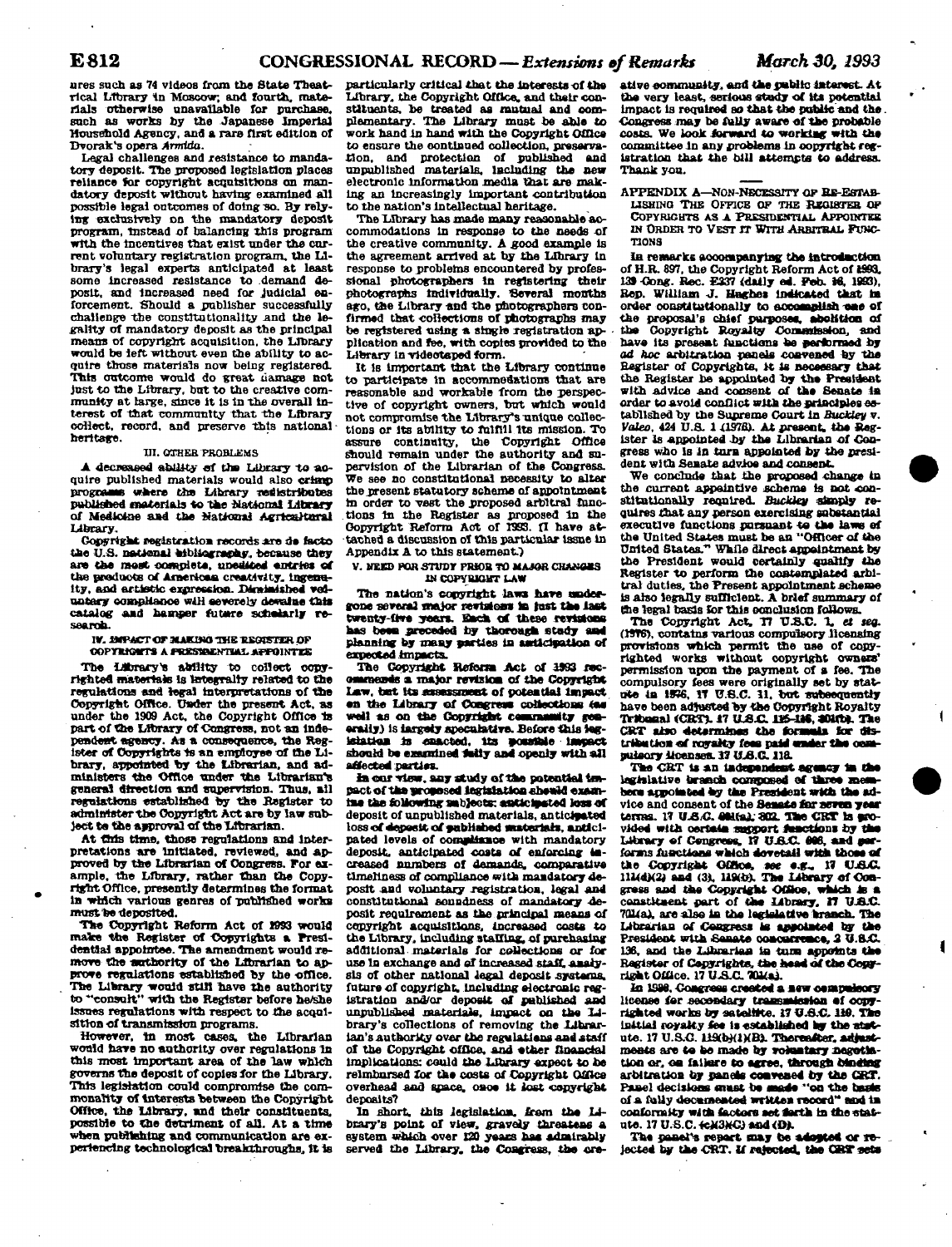ures such as 74 videos from the State Theatrical Library in Moscow; and fourth, materials otherwise unavailable for purchase, such as works by the Japanese Imperial Household Agency, and a rare first edition of Dvorak's opera *Armida*.

Legal challenges and resistance to mandatory deposit. The proposed legislation places reliance for copyright acquisitions on mandatory deposit without having examined all possible legal outcomes of doing so. By relying exclusively on the mandatory deposit program, instead of balancing this program with the incentives that exist under the current voluntary registration program, the Library's legal experts anticipated at least some increased resistance to demand deposit, and increased need for judicial enforcement. Should a publisher successfully challenge the constitutionality and the legality of mandatory deposit as the principal means of copyright acquisition, the Library would be left without even the ability to acquire those materials now being registered. This outcome would do great damage not just to the Library, but to the creative community at large, since it is in the overall interest of that community that the Library collect, record, and preserve this national heritage.

### III. OTHER PROBLEMS

A decreased ability of the Library to acquire published materials would also cripple programs where the Library redistributes published materials to the National Library of Medicine and the National Agricultural Library.

Copyright registration records are de facto the U.S. national bibliography, because they are the most complete, unedited entries of the products of American creativity, ingenuity, and artistic expression. Diminished voluntary compliance will severely devalue this catalog and hamper future scholarly research.

### IV. IMPACT OF MAKING THE REGISTER OF COPYRIGHTS A PRESIDENTIAL APPOINTEE

The Library's ability to collect copyrighted materials is integrally related to the regulations and legal interpretations of the Copyright Office. Under the present Act, as under the 1909 Act, the Copyright Office is part of the Library of Congress, not an independent agency. As a consequence, the Register of Copyrights is an employee of the Library, appointed by the Librarian, and administers the Office under the Librarian's general direction and supervision. Thus, all regulations established by the Register to administer the Copyright Act are by law subject to the approval of the Librarian.

At this time, those regulations and interpretations are initiated, reviewed, and approved by the Librarian of Congress. For example, the Library, rather than the Copyright Office, presently determines the format in which various genres of published works must be deposited.

The Copyright Reform Act of 1993 would make the Register of Copyrights a Presidential appointee. The amendment would remove the authority of the Librarian to approve regulations established by the office. The Library would still have the authority to "consult" with the Register before he/she issues regulations with respect to the acquisition of transmission programs.

However, in most cases, the Librarian would have no authority over regulations in this most important area of the law which governs the deposit of copies for the Library. This legislation could compromise the commonality of interests between the Copyright Office, the Library, and their constituents, possible to the detriment of all. At a time when publishing and communication are experiencing technological breakthroughs, it is particularly critical that the interests of the Library, the Copyright Office, and their constituents, be treated as mutual and complementary. The Library must be able to work hand in hand with the Copyright Office to ensure the continued collection, preservation, and protection of published and unpublished materials, including the new electronic information media that are making an increasingly important contribution to the nation's intellectual heritage.

The Library has made many reasonable accommodations in response to the needs of the creative community. A good example is the agreement arrived at by the Library in response to problems encountered by professional photographers in registering their photographs individually. Several months ago, the Library and the photographers confirmed that collections of photographs may be registered using a single registration application and fee, with copies provided to the Library in videotaped form.

It is important that the Library continue to participate in accommodations that are reasonable and workable from the perspective of copyright owners, but which would not compromise the Library's unique collections or its ability to fulfill its mission. To assure continuity, the Copyright Office should remain under the authority and supervision of the Librarian of the Congress. We see no constitutional necessity to alter the present statutory scheme of appointment in order to vest the proposed arbitral functions in the Register as proposed in the Copyright Reform Act of 1993. (I have attached a discussion of this particular issue in Appendix A to this statement.)

### V. NEED FOR STUDY PRIOR TO MAJOR CHANGES IN COPYRIGHT LAW

The nation's copyright laws have undergone several major revisions in just the last twenty-five years. Each of these revisions has been preceded by thorough study and planning by many parties in anticipation of expected impacts.

The Copyright Reform Act of 1993 recommends a major revision of the Copyright Law, but its assessment of potential impact on the Library of Congress collections (as well as on the Copyright community generally) is largely speculative. Before this legislation is enacted, its possible impact should be examined fully and openly with all affected parties.

In our view, any study of the potential impact of the proposed legislation should examine the following subjects: anticipated loss of deposit of unpublished materials, anticipated loss of deposit of published materials, anticipated levels of compliance with mandatory deposit, anticipated costs of enforcing increased numbers of demands, comparative timeliness of compliance with mandatory deposit and voluntary registration, legal and constitutional soundness of mandatory deposit requirement as the principal means of copyright acquisitions, increased costs to the Library, including staffing, of purchasing additional materials for collections or for use in exchange and of increased staff, analysis of other national legal deposit systems, future of copyright, including electronic registration and/or deposit of published and unpublished materials, impact on the Library's collections of removing the Librarian's authority over the regulations and staff of the Copyright office, and other financial implications: could the Library expect to be reimbursed for the costs of Copyright Office overhead and space, once it lost copyright deposits?

In short, this legislation, from the Library's point of view, gravely threatens a system which over 120 years has admirably served the Library, the Congress, the creative community, and the public interest. At the very least, serious study of its potential impact is required so that the public and the Congress may be fully aware of the probable costs. We look forward to working with the committee in any problems in copyright registration that the bill attempts to address. Thank you.

---

### APPENDIX A—NON-NECESSITY OF RE-ESTABLISHING THE OFFICE OF THE REGISTER OF COPYRIGHTS AS A PRESIDENTIAL APPOINTEE IN ORDER TO VEST IT WITH ARBITRAL FUNCTIONS

In remarks accompanying the introduction of H.R. 897, the Copyright Reform Act of 1993, 139 Cong. Rec. E237 (daily ed. Feb. 16, 1993), Rep. William J. Hughes indicated that in order constitutionally to accomplish one of the proposal's chief purposes, abolition of the Copyright Royalty Commission, and have its present functions be performed by *ad hoc* arbitration panels convened by the Register of Copyrights, it is necessary that the Register be appointed by the President with advice and consent of the Senate in order to avoid conflict with the principles established by the Supreme Court in *Buckley* v. *Valeo*, 424 U.S. 1 (1976). At present, the Register is appointed by the Librarian of Congress who is in turn appointed by the president with Senate advice and consent.

We conclude that the proposed change in the current appointive scheme is not constitutionally required. *Buckley* simply requires that any person exercising substantial executive functions pursuant to the laws of the United States must be an "Officer of the United States." While direct appointment by the President would certainly qualify the Register to perform the contemplated arbitral duties, the present appointment scheme is also legally sufficient. A brief summary of the legal basis for this conclusion follows.

The Copyright Act, 17 U.S.C. 1, *et seq.* (1976), contains various compulsory licensing provisions which permit the use of copyrighted works without copyright owners' permission upon the payment of a fee. The compulsory fees were originally set by statute in 1976, 17 U.S.C. 11, but subsequently have been adjusted by the Copyright Royalty Tribunal (CRT). 17 U.S.C. 115-116, 801(b). The CRT also determines the formula for distribution of royalty fees paid under the compulsory licenses. 17 U.S.C. 118.

The CRT is an independent agency in the legislative branch composed of three members appointed by the President with the advice and consent of the Senate for seven year terms. 17 U.S.C. 801(a); 802. The CRT is provided with certain support functions by the Library of Congress, 17 U.S.C. 806, and performs functions which dovetail with those of the Copyright Office, *see e.g.*, 17 U.S.C. 111(d)(2) and (3), 119(b). The Library of Congress and the Copyright Office, which is a constituent part of the Library, 17 U.S.C. 701(a), are also in the legislative branch. The Librarian of Congress is appointed by the President with Senate concurrence, 2 U.S.C. 136, and the Librarian in turn appoints the Register of Copyrights, the head of the Copyright Office. 17 U.S.C. 701(a).

In 1988, Congress created a new compulsory license for secondary transmission of copyrighted works by satellite. 17 U.S.C. 119. The initial royalty fee is established by the statute. 17 U.S.C. 119(b)(1)(B). Thereafter, adjustments are to be made by voluntary negotiation or, on failure to agree, through binding arbitration by panels convened by the CRT. Panel decisions must be made "on the basis of a fully documented written record" and in conformity with factors set forth in the statute. 17 U.S.C. (c)(3)(C) and (D).

The panel's report may be adopted or rejected by the CRT. If rejected, the CRT sets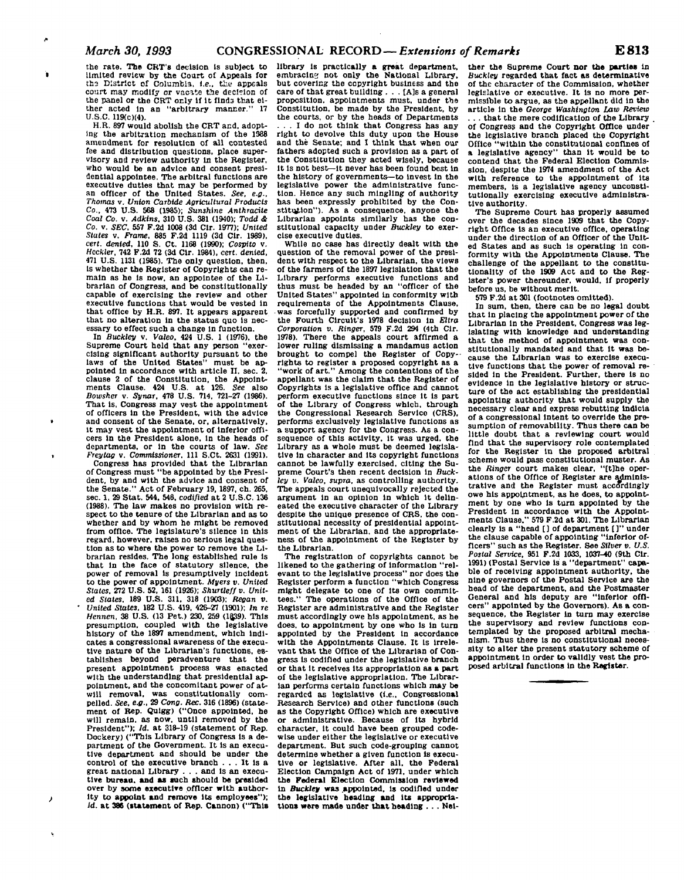the rate. The CRT's decision is subject to limited review by the Court of Appeals for the District of Columbia, *i.e.*, the appeals court may modify or vacate the decision of the panel or the CRT only if it finds that either acted in an "arbitrary manner." 17 U.S.C. 119(c)(4).

H.R. 897 would abolish the CRT and, adopting the arbitration mechanism of the 1988 amendment for resolution of all contested fee and distribution questions, place supervisory and review authority in the Register, who would be an advice and consent presidential appointee. The arbitral functions are executive duties that may be performed by an officer of the United States. *See, e.g., Thomas* v. *Union Carbide Agricultural Products Co.*, 473 U.S. 568 (1985); *Sunshine Anthracite Coal Co.* v. *Adkins*, 310 U.S. 381 (1940); *Todd & Co.* v. *SEC*, 557 F.2d 1008 (3d Cir. 1977); *United States* v. *Frame*, 885 F.2d 1119 (3d Cir. 1989), *cert. denied*, 110 S. Ct. 1168 (1990); *Cospito* v. *Heckler*, 742 F.2d 72 (3d Cir. 1984), *cert. denied*, 471 U.S. 1131 (1985). The only question, then, is whether the Register of Copyrights can remain as he is now, an appointee of the Librarian of Congress, and be constitutionally capable of exercising the review and other executive functions that would be vested in that office by H.R. 897. It appears apparent that no alteration in the status quo is necessary to effect such a change in function.

In *Buckley* v. *Valeo*, 424 U.S. 1 (1976), the Supreme Court held that any person "exercising significant authority pursuant to the laws of the United States" must be appointed in accordance with article II, sec. 2, clause 2 of the Constitution, the Appointments Clause. 424 U.S. at 126. *See* also *Bowsher* v. *Synar*, 478 U.S. 714, 721–27 (1986). That is, Congress may vest the appointment of officers in the President, with the advice and consent of the Senate, or, alternatively, it may vest the appointment of inferior officers in the President alone, in the heads of departments, or in the courts of law. *See Freytag* v. *Commissioner*, 111 S.Ct. 2631 (1991).

Congress has provided that the Librarian of Congress must "be appointed by the President, by and with the advice and consent of the Senate." Act of February 19, 1897, ch. 265, sec. 1, 29 Stat. 544, 546, *codified* at 2 U.S.C. 136 (1988). The law makes no provision with respect to the tenure of the Librarian and as to whether and by whom he might be removed from office. The legislature's silence in this regard, however, raises no serious legal question as to where the power to remove the Librarian resides. The long established rule is that in the face of statutory silence, the power of removal is presumptively incident to the power of appointment. *Myers v. United States*, 272 U.S. 52, 161 (1926); *Shurtleff v. United States*, 189 U.S. 311, 318 (1903); *Regan v. United States*, 182 U.S. 419, 426–27 (1901); *In re Hennen*, 38 U.S. (13 Pet.) 230, 259 (1839). This presumption, coupled with the legislative history of the 1897 amendment, which indicates a congressional awareness of the executive nature of the Librarian's functions, establishes beyond peradventure that the present appointment process was enacted with the understanding that presidential appointment, and the concomitant power of at-will removal, was constitutionally compelled. *See, e.g.*, 29 *Cong. Rec.* 316 (1896) (statement of Rep. Quigg) ("Once appointed, he will remain, as now, until removed by the President"); *Id.* at 318–19 (statement of Rep. Dockery) ("This Library of Congress is a department of the Government. It is an executive department and should be under the control of the executive branch . . . It is a great national Library . . . and is an executive bureau, and as such should be presided over by some executive officer with authority to appoint and remove its employees"); *Id.* at 386 (statement of Rep. Cannon) ("This library is practically a great department, embracing not only the National Library, but covering the copyright business and the care of that great building . . . [A]s a general proposition, appointments must, under the Constitution, be made by the President, by the courts, or by the heads of Departments . . . I do not think that Congress has any right to devolve this duty upon the House and the Senate; and I think that when our fathers adopted such a provision as a part of the Constitution they acted wisely, because it is not best—it never has been found best in the history of governments—to invest in the legislative power the administrative function. Hence any such mingling of authority has been expressly prohibited by the Constitution"). As a consequence, anyone the Librarian appoints similarly has the constitutional capacity under *Buckley* to exercise executive duties.

While no case has directly dealt with the question of the removal power of the president with respect to the Librarian, the views of the farmers of the 1897 legislation that the Library performs executive functions and thus must be headed by an "officer of the United States" appointed in conformity with requirements of the Appointments Clause, was forcefully supported and confirmed by the Fourth Circuit's 1978 decision in *Eltra Corporation v. Ringer*, 579 F.2d 294 (4th Cir. 1978). There the appeals court affirmed a lower ruling dismissing a mandamus action brought to compel the Register of Copyrights to register a proposed copyright as a "work of art." Among the contentions of the appellant was the claim that the Register of Copyrights is a legislative office and cannot perform executive functions since it is part of the Library of Congress which, through the Congressional Research Service (CRS), performs exclusively legislative functions as a support agency for the Congress. As a consequence of this activity, it was urged, the Library as a whole must be deemed legislative in character and its copyright functions cannot be lawfully exercised, citing the Supreme Court's then recent decision in *Buckley v. Valeo, supra*, as controlling authority. The appeals court unequivocally rejected the argument in an opinion in which it delineated the executive character of the Library despite the unique presence of CRS, the constitutional necessity of presidential appointment of the Librarian, and the appropriateness of the appointment of the Register by the Librarian.

The registration of copyrights cannot be likened to the gathering of information "relevant to the legislative process" nor does the Register perform a function "which Congress might delegate to one of its own committees." The operations of the Office of the Register are administrative and the Register must accordingly owe his appointment, as he does, to appointment by one who is in turn appointed by the President in accordance with the Appointments Clause. It is irrelevant that the Office of the Librarian of Congress is codified under the legislative branch or that it receives its appropriation as a part of the legislative appropriation. The Librarian performs certain functions which may be regarded as legislative (i.e., Congressional Research Service) and other functions (such as the Copyright Office) which are executive or administrative. Because of its hybrid character, it could have been grouped codewise under either the legislative or executive department. But such code-grouping cannot determine whether a given function is executive or legislative. After all, the Federal Election Campaign Act of 1971, under which the Federal Election Commission reviewed in *Buckley* was appointed, is codified under the legislative heading and its appropriations were made under that heading . . . Neither the Supreme Court nor the parties in *Buckley* regarded that fact as determinative of the character of the Commission, whether legislative or executive. It is no more permissible to argue, as the appellant did in the article in the *George Washington Law Review* . . . that the mere codification of the Library of Congress and the Copyright Office under the legislative branch placed the Copyright Office "within the constitutional confines of a legislative agency" than it would be to contend that the Federal Election Commission, despite the 1974 amendment of the Act with reference to the appointment of its members, is a legislative agency unconstitutionally exercising executive administrative authority.

The Supreme Court has properly assumed over the decades since 1909 that the Copyright Office is an executive office, operating under the direction of an Officer of the United States and as such is operating in conformity with the Appointments Clause. The challenge of the appellant to the constitutionality of the 1909 Act and to the Register's power thereunder, would, if properly before us, be without merit.

579 F.2d at 301 (footnotes omitted).

In sum, then, there can be no legal doubt that in placing the appointment power of the Librarian in the President, Congress was legislating with knowledge and understanding that the method of appointment was constitutionally mandated and that it was because the Librarian was to exercise executive functions that the power of removal resided in the President. Further, there is no evidence in the legislative history or structure of the act establishing the presidential appointing authority that would supply the necessary clear and express rebutting indicia of a congressional intent to override the presumption of removability. Thus there can be little doubt that a reviewing court would find that the supervisory role contemplated for the Register in the proposed arbitral scheme would pass constitutional muster. As the *Ringer* court makes clear, "[t]he operations of the Office of Register are administrative and the Register must accordingly owe his appointment, as he does, to appointment by one who is turn appointed by the President in accordance with the Appointments Clause." 579 F.2d at 301. The Librarian clearly is a "head [] of department []" under the clause capable of appointing "inferior officers" such as the Register. See *Silver v. U.S. Postal Service*, 951 F.2d 1033, 1037–40 (9th Cir. 1991) (Postal Service is a "department" capable of receiving appointment authority, the nine governors of the Postal Service are the head of the department, and the Postmaster General and his deputy are "inferior officers" appointed by the Governors). As a consequence, the Register in turn may exercise the supervisory and review functions contemplated by the proposed arbitral mechanism. Thus there is no constitutional necessity to alter the present statutory scheme of appointment in order to validly vest the proposed arbitral functions in the Register.